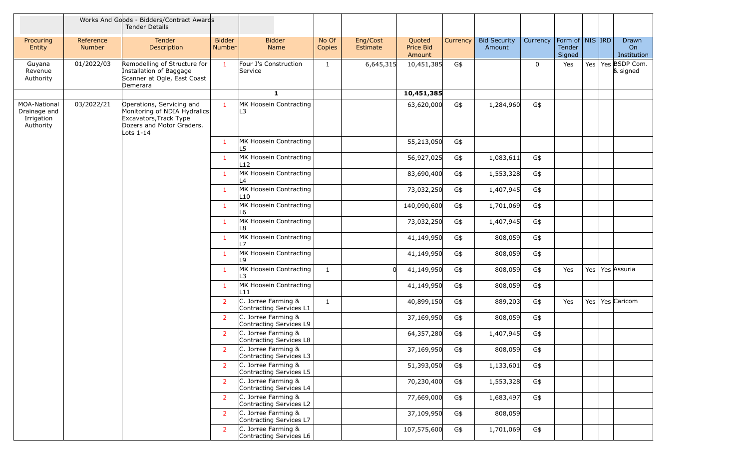| | | Works And Goods - Bidders/Contract Awards Tender Details | | | | | | | | | | | | |
|---|---|---|---|---|---|---|---|---|---|---|---|---|---|---|
| Procuring Entity | Reference Number | Tender Description | Bidder Number | Bidder Name | No Of Copies | Eng/Cost Estimate | Quoted Price Bid Amount | Currency | Bid Security Amount | Currency | Form of Tender Signed | NIS | IRD | Drawn On Institution |
| Guyana Revenue Authority | 01/2022/03 | Remodelling of Structure for Installation of Baggage Scanner at Ogle, East Coast Demerara | 1 | Four J's Construction Service | 1 | 6,645,315 | 10,451,385 | G$ | | 0 | Yes | Yes | Yes | BSDP Com. & signed |
| | | | | **1** | | | **10,451,385** | | | | | | | |
| MOA-National Drainage and Irrigation Authority | 03/2022/21 | Operations, Servicing and Monitoring of NDIA Hydralics Excavators,Track Type Dozers and Motor Graders. Lots 1-14 | 1 | MK Hoosein Contracting L3 | | | 63,620,000 | G$ | 1,284,960 | G$ | | | | |
| | | | 1 | MK Hoosein Contracting L5 | | | 55,213,050 | G$ | | | | | | |
| | | | 1 | MK Hoosein Contracting L12 | | | 56,927,025 | G$ | 1,083,611 | G$ | | | | |
| | | | 1 | MK Hoosein Contracting L4 | | | 83,690,400 | G$ | 1,553,328 | G$ | | | | |
| | | | 1 | MK Hoosein Contracting L10 | | | 73,032,250 | G$ | 1,407,945 | G$ | | | | |
| | | | 1 | MK Hoosein Contracting L6 | | | 140,090,600 | G$ | 1,701,069 | G$ | | | | |
| | | | 1 | MK Hoosein Contracting L8 | | | 73,032,250 | G$ | 1,407,945 | G$ | | | | |
| | | | 1 | MK Hoosein Contracting L7 | | | 41,149,950 | G$ | 808,059 | G$ | | | | |
| | | | 1 | MK Hoosein Contracting L9 | | | 41,149,950 | G$ | 808,059 | G$ | | | | |
| | | | 1 | MK Hoosein Contracting L3 | 1 | 0 | 41,149,950 | G$ | 808,059 | G$ | Yes | Yes | Yes | Assuria |
| | | | 1 | MK Hoosein Contracting L11 | | | 41,149,950 | G$ | 808,059 | G$ | | | | |
| | | | 2 | C. Jorree Farming & Contracting Services L1 | 1 | | 40,899,150 | G$ | 889,203 | G$ | Yes | Yes | Yes | Caricom |
| | | | 2 | C. Jorree Farming & Contracting Services L9 | | | 37,169,950 | G$ | 808,059 | G$ | | | | |
| | | | 2 | C. Jorree Farming & Contracting Services L8 | | | 64,357,280 | G$ | 1,407,945 | G$ | | | | |
| | | | 2 | C. Jorree Farming & Contracting Services L3 | | | 37,169,950 | G$ | 808,059 | G$ | | | | |
| | | | 2 | C. Jorree Farming & Contracting Services L5 | | | 51,393,050 | G$ | 1,133,601 | G$ | | | | |
| | | | 2 | C. Jorree Farming & Contracting Services L4 | | | 70,230,400 | G$ | 1,553,328 | G$ | | | | |
| | | | 2 | C. Jorree Farming & Contracting Services L2 | | | 77,669,000 | G$ | 1,683,497 | G$ | | | | |
| | | | 2 | C. Jorree Farming & Contracting Services L7 | | | 37,109,950 | G$ | 808,059 | | | | | |
| | | | 2 | C. Jorree Farming & Contracting Services L6 | | | 107,575,600 | G$ | 1,701,069 | G$ | | | | |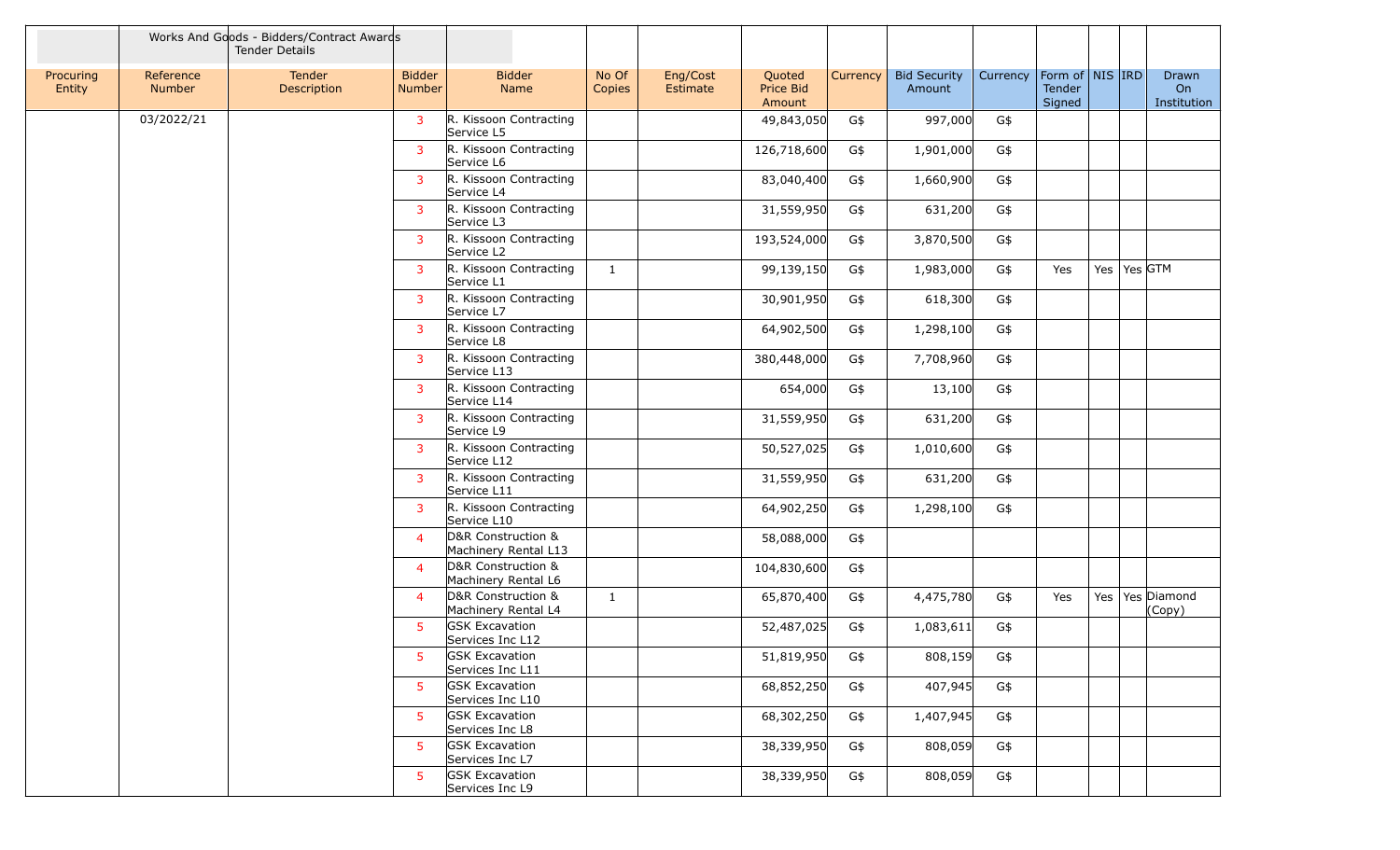| | | Works And Goods - Bidders/Contract Awards Tender Details | | | | | | | | | | | | |
|---|---|---|---|---|---|---|---|---|---|---|---|---|---|---|
| Procuring Entity | Reference Number | Tender Description | Bidder Number | Bidder Name | No Of Copies | Eng/Cost Estimate | Quoted Price Bid Amount | Currency | Bid Security Amount | Currency | Form of Tender Signed | NIS | IRD | Drawn On Institution |
| | 03/2022/21 | | 3 | R. Kissoon Contracting Service L5 | | | 49,843,050 | G$ | 997,000 | G$ | | | | |
| | | | 3 | R. Kissoon Contracting Service L6 | | | 126,718,600 | G$ | 1,901,000 | G$ | | | | |
| | | | 3 | R. Kissoon Contracting Service L4 | | | 83,040,400 | G$ | 1,660,900 | G$ | | | | |
| | | | 3 | R. Kissoon Contracting Service L3 | | | 31,559,950 | G$ | 631,200 | G$ | | | | |
| | | | 3 | R. Kissoon Contracting Service L2 | | | 193,524,000 | G$ | 3,870,500 | G$ | | | | |
| | | | 3 | R. Kissoon Contracting Service L1 | 1 | | 99,139,150 | G$ | 1,983,000 | G$ | Yes | Yes | Yes | GTM |
| | | | 3 | R. Kissoon Contracting Service L7 | | | 30,901,950 | G$ | 618,300 | G$ | | | | |
| | | | 3 | R. Kissoon Contracting Service L8 | | | 64,902,500 | G$ | 1,298,100 | G$ | | | | |
| | | | 3 | R. Kissoon Contracting Service L13 | | | 380,448,000 | G$ | 7,708,960 | G$ | | | | |
| | | | 3 | R. Kissoon Contracting Service L14 | | | 654,000 | G$ | 13,100 | G$ | | | | |
| | | | 3 | R. Kissoon Contracting Service L9 | | | 31,559,950 | G$ | 631,200 | G$ | | | | |
| | | | 3 | R. Kissoon Contracting Service L12 | | | 50,527,025 | G$ | 1,010,600 | G$ | | | | |
| | | | 3 | R. Kissoon Contracting Service L11 | | | 31,559,950 | G$ | 631,200 | G$ | | | | |
| | | | 3 | R. Kissoon Contracting Service L10 | | | 64,902,250 | G$ | 1,298,100 | G$ | | | | |
| | | | 4 | D&R Construction & Machinery Rental L13 | | | 58,088,000 | G$ | | | | | | |
| | | | 4 | D&R Construction & Machinery Rental L6 | | | 104,830,600 | G$ | | | | | | |
| | | | 4 | D&R Construction & Machinery Rental L4 | 1 | | 65,870,400 | G$ | 4,475,780 | G$ | Yes | Yes | Yes | Diamond (Copy) |
| | | | 5 | GSK Excavation Services Inc L12 | | | 52,487,025 | G$ | 1,083,611 | G$ | | | | |
| | | | 5 | GSK Excavation Services Inc L11 | | | 51,819,950 | G$ | 808,159 | G$ | | | | |
| | | | 5 | GSK Excavation Services Inc L10 | | | 68,852,250 | G$ | 407,945 | G$ | | | | |
| | | | 5 | GSK Excavation Services Inc L8 | | | 68,302,250 | G$ | 1,407,945 | G$ | | | | |
| | | | 5 | GSK Excavation Services Inc L7 | | | 38,339,950 | G$ | 808,059 | G$ | | | | |
| | | | 5 | GSK Excavation Services Inc L9 | | | 38,339,950 | G$ | 808,059 | G$ | | | | |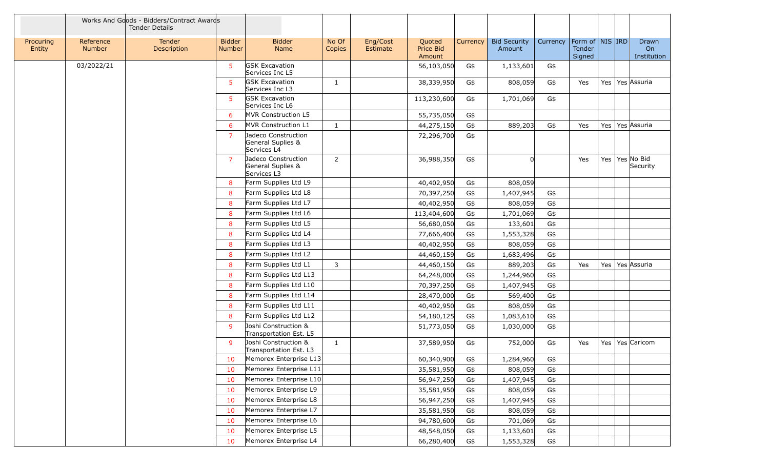| | Works And Goods - Bidders/Contract Awards Tender Details | | | | | | | | | | | | | | |
|---|---|---|---|---|---|---|---|---|---|---|---|---|---|---|---|
| Procuring Entity | Reference Number | Tender Description | Bidder Number | Bidder Name | No Of Copies | Eng/Cost Estimate | Quoted Price Bid Amount | Currency | Bid Security Amount | Currency | Form of Tender Signed | NIS | IRD | Drawn On Institution |
| | 03/2022/21 | | 5 | GSK Excavation Services Inc L5 | | | 56,103,050 | G$ | 1,133,601 | G$ | | | | |
| | | | 5 | GSK Excavation Services Inc L3 | 1 | | 38,339,950 | G$ | 808,059 | G$ | Yes | Yes | Yes | Assuria |
| | | | 5 | GSK Excavation Services Inc L6 | | | 113,230,600 | G$ | 1,701,069 | G$ | | | | |
| | | | 6 | MVR Construction L5 | | | 55,735,050 | G$ | | | | | | |
| | | | 6 | MVR Construction L1 | 1 | | 44,275,150 | G$ | 889,203 | G$ | Yes | Yes | Yes | Assuria |
| | | | 7 | Jadeco Construction General Suplies & Services L4 | | | 72,296,700 | G$ | | | | | | |
| | | | 7 | Jadeco Construction General Suplies & Services L3 | 2 | | 36,988,350 | G$ | 0 | | Yes | Yes | Yes | No Bid Security |
| | | | 8 | Farm Supplies Ltd L9 | | | 40,402,950 | G$ | 808,059 | | | | | |
| | | | 8 | Farm Supplies Ltd L8 | | | 70,397,250 | G$ | 1,407,945 | G$ | | | | |
| | | | 8 | Farm Supplies Ltd L7 | | | 40,402,950 | G$ | 808,059 | G$ | | | | |
| | | | 8 | Farm Supplies Ltd L6 | | | 113,404,600 | G$ | 1,701,069 | G$ | | | | |
| | | | 8 | Farm Supplies Ltd L5 | | | 56,680,050 | G$ | 133,601 | G$ | | | | |
| | | | 8 | Farm Supplies Ltd L4 | | | 77,666,400 | G$ | 1,553,328 | G$ | | | | |
| | | | 8 | Farm Supplies Ltd L3 | | | 40,402,950 | G$ | 808,059 | G$ | | | | |
| | | | 8 | Farm Supplies Ltd L2 | | | 44,460,159 | G$ | 1,683,496 | G$ | | | | |
| | | | 8 | Farm Supplies Ltd L1 | 3 | | 44,460,150 | G$ | 889,203 | G$ | Yes | Yes | Yes | Assuria |
| | | | 8 | Farm Supplies Ltd L13 | | | 64,248,000 | G$ | 1,244,960 | G$ | | | | |
| | | | 8 | Farm Supplies Ltd L10 | | | 70,397,250 | G$ | 1,407,945 | G$ | | | | |
| | | | 8 | Farm Supplies Ltd L14 | | | 28,470,000 | G$ | 569,400 | G$ | | | | |
| | | | 8 | Farm Supplies Ltd L11 | | | 40,402,950 | G$ | 808,059 | G$ | | | | |
| | | | 8 | Farm Supplies Ltd L12 | | | 54,180,125 | G$ | 1,083,610 | G$ | | | | |
| | | | 9 | Joshi Construction & Transportation Est. L5 | | | 51,773,050 | G$ | 1,030,000 | G$ | | | | |
| | | | 9 | Joshi Construction & Transportation Est. L3 | 1 | | 37,589,950 | G$ | 752,000 | G$ | Yes | Yes | Yes | Caricom |
| | | | 10 | Memorex Enterprise L13 | | | 60,340,900 | G$ | 1,284,960 | G$ | | | | |
| | | | 10 | Memorex Enterprise L11 | | | 35,581,950 | G$ | 808,059 | G$ | | | | |
| | | | 10 | Memorex Enterprise L10 | | | 56,947,250 | G$ | 1,407,945 | G$ | | | | |
| | | | 10 | Memorex Enterprise L9 | | | 35,581,950 | G$ | 808,059 | G$ | | | | |
| | | | 10 | Memorex Enterprise L8 | | | 56,947,250 | G$ | 1,407,945 | G$ | | | | |
| | | | 10 | Memorex Enterprise L7 | | | 35,581,950 | G$ | 808,059 | G$ | | | | |
| | | | 10 | Memorex Enterprise L6 | | | 94,780,600 | G$ | 701,069 | G$ | | | | |
| | | | 10 | Memorex Enterprise L5 | | | 48,548,050 | G$ | 1,133,601 | G$ | | | | |
| | | | 10 | Memorex Enterprise L4 | | | 66,280,400 | G$ | 1,553,328 | G$ | | | | |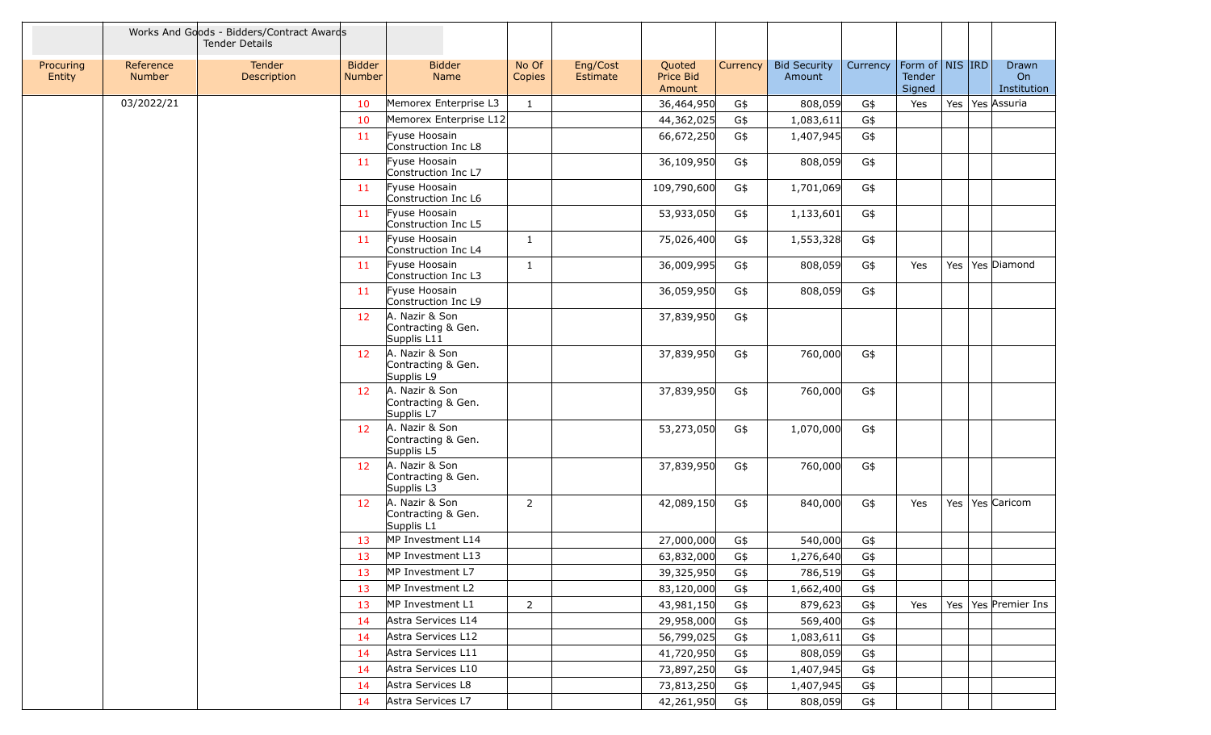| | | Works And Goods - Bidders/Contract Awards Tender Details | | | | | | | | | | | | |
|---|---|---|---|---|---|---|---|---|---|---|---|---|---|---|
| Procuring Entity | Reference Number | Tender Description | Bidder Number | Bidder Name | No Of Copies | Eng/Cost Estimate | Quoted Price Bid Amount | Currency | Bid Security Amount | Currency | Form of Tender Signed | NIS | IRD | Drawn On Institution |
| | 03/2022/21 | | 10 | Memorex Enterprise L3 | 1 | | 36,464,950 | G$ | 808,059 | G$ | Yes | Yes | Yes | Assuria |
| | | | 10 | Memorex Enterprise L12 | | | 44,362,025 | G$ | 1,083,611 | G$ | | | | |
| | | | 11 | Fyuse Hoosain Construction Inc L8 | | | 66,672,250 | G$ | 1,407,945 | G$ | | | | |
| | | | 11 | Fyuse Hoosain Construction Inc L7 | | | 36,109,950 | G$ | 808,059 | G$ | | | | |
| | | | 11 | Fyuse Hoosain Construction Inc L6 | | | 109,790,600 | G$ | 1,701,069 | G$ | | | | |
| | | | 11 | Fyuse Hoosain Construction Inc L5 | | | 53,933,050 | G$ | 1,133,601 | G$ | | | | |
| | | | 11 | Fyuse Hoosain Construction Inc L4 | 1 | | 75,026,400 | G$ | 1,553,328 | G$ | | | | |
| | | | 11 | Fyuse Hoosain Construction Inc L3 | 1 | | 36,009,995 | G$ | 808,059 | G$ | Yes | Yes | Yes | Diamond |
| | | | 11 | Fyuse Hoosain Construction Inc L9 | | | 36,059,950 | G$ | 808,059 | G$ | | | | |
| | | | 12 | A. Nazir & Son Contracting & Gen. Supplis L11 | | | 37,839,950 | G$ | | | | | | |
| | | | 12 | A. Nazir & Son Contracting & Gen. Supplis L9 | | | 37,839,950 | G$ | 760,000 | G$ | | | | |
| | | | 12 | A. Nazir & Son Contracting & Gen. Supplis L7 | | | 37,839,950 | G$ | 760,000 | G$ | | | | |
| | | | 12 | A. Nazir & Son Contracting & Gen. Supplis L5 | | | 53,273,050 | G$ | 1,070,000 | G$ | | | | |
| | | | 12 | A. Nazir & Son Contracting & Gen. Supplis L3 | | | 37,839,950 | G$ | 760,000 | G$ | | | | |
| | | | 12 | A. Nazir & Son Contracting & Gen. Supplis L1 | 2 | | 42,089,150 | G$ | 840,000 | G$ | Yes | Yes | Yes | Caricom |
| | | | 13 | MP Investment L14 | | | 27,000,000 | G$ | 540,000 | G$ | | | | |
| | | | 13 | MP Investment L13 | | | 63,832,000 | G$ | 1,276,640 | G$ | | | | |
| | | | 13 | MP Investment L7 | | | 39,325,950 | G$ | 786,519 | G$ | | | | |
| | | | 13 | MP Investment L2 | | | 83,120,000 | G$ | 1,662,400 | G$ | | | | |
| | | | 13 | MP Investment L1 | 2 | | 43,981,150 | G$ | 879,623 | G$ | Yes | Yes | Yes | Premier Ins |
| | | | 14 | Astra Services L14 | | | 29,958,000 | G$ | 569,400 | G$ | | | | |
| | | | 14 | Astra Services L12 | | | 56,799,025 | G$ | 1,083,611 | G$ | | | | |
| | | | 14 | Astra Services L11 | | | 41,720,950 | G$ | 808,059 | G$ | | | | |
| | | | 14 | Astra Services L10 | | | 73,897,250 | G$ | 1,407,945 | G$ | | | | |
| | | | 14 | Astra Services L8 | | | 73,813,250 | G$ | 1,407,945 | G$ | | | | |
| | | | 14 | Astra Services L7 | | | 42,261,950 | G$ | 808,059 | G$ | | | | |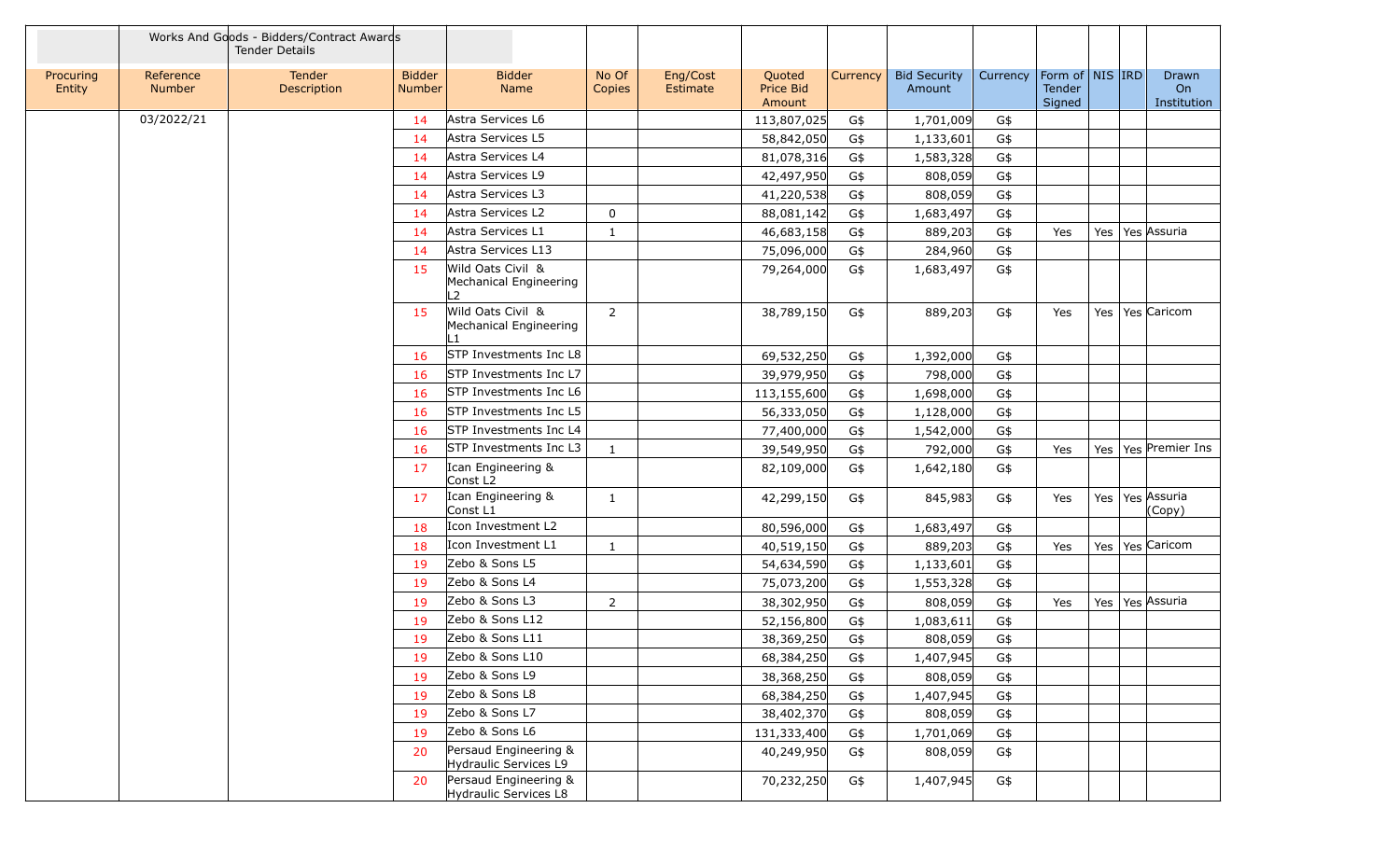| | Works And Goods - Bidders/Contract Awards Tender Details | | | | | | | | | | | | | |
|---|---|---|---|---|---|---|---|---|---|---|---|---|---|---|
| Procuring Entity | Reference Number | Tender Description | Bidder Number | Bidder Name | No Of Copies | Eng/Cost Estimate | Quoted Price Bid Amount | Currency | Bid Security Amount | Currency | Form of Tender Signed | NIS | IRD | Drawn On Institution |
| | 03/2022/21 | | 14 | Astra Services L6 | | | 113,807,025 | G$ | 1,701,009 | G$ | | | | |
| | | | 14 | Astra Services L5 | | | 58,842,050 | G$ | 1,133,601 | G$ | | | | |
| | | | 14 | Astra Services L4 | | | 81,078,316 | G$ | 1,583,328 | G$ | | | | |
| | | | 14 | Astra Services L9 | | | 42,497,950 | G$ | 808,059 | G$ | | | | |
| | | | 14 | Astra Services L3 | | | 41,220,538 | G$ | 808,059 | G$ | | | | |
| | | | 14 | Astra Services L2 | 0 | | 88,081,142 | G$ | 1,683,497 | G$ | | | | |
| | | | 14 | Astra Services L1 | 1 | | 46,683,158 | G$ | 889,203 | G$ | Yes | Yes | Yes | Assuria |
| | | | 14 | Astra Services L13 | | | 75,096,000 | G$ | 284,960 | G$ | | | | |
| | | | 15 | Wild Oats Civil & Mechanical Engineering L2 | | | 79,264,000 | G$ | 1,683,497 | G$ | | | | |
| | | | 15 | Wild Oats Civil & Mechanical Engineering L1 | 2 | | 38,789,150 | G$ | 889,203 | G$ | Yes | Yes | Yes | Caricom |
| | | | 16 | STP Investments Inc L8 | | | 69,532,250 | G$ | 1,392,000 | G$ | | | | |
| | | | 16 | STP Investments Inc L7 | | | 39,979,950 | G$ | 798,000 | G$ | | | | |
| | | | 16 | STP Investments Inc L6 | | | 113,155,600 | G$ | 1,698,000 | G$ | | | | |
| | | | 16 | STP Investments Inc L5 | | | 56,333,050 | G$ | 1,128,000 | G$ | | | | |
| | | | 16 | STP Investments Inc L4 | | | 77,400,000 | G$ | 1,542,000 | G$ | | | | |
| | | | 16 | STP Investments Inc L3 | 1 | | 39,549,950 | G$ | 792,000 | G$ | Yes | Yes | Yes | Premier Ins |
| | | | 17 | Ican Engineering & Const L2 | | | 82,109,000 | G$ | 1,642,180 | G$ | | | | |
| | | | 17 | Ican Engineering & Const L1 | 1 | | 42,299,150 | G$ | 845,983 | G$ | Yes | Yes | Yes | Assuria (Copy) |
| | | | 18 | Icon Investment L2 | | | 80,596,000 | G$ | 1,683,497 | G$ | | | | |
| | | | 18 | Icon Investment L1 | 1 | | 40,519,150 | G$ | 889,203 | G$ | Yes | Yes | Yes | Caricom |
| | | | 19 | Zebo & Sons L5 | | | 54,634,590 | G$ | 1,133,601 | G$ | | | | |
| | | | 19 | Zebo & Sons L4 | | | 75,073,200 | G$ | 1,553,328 | G$ | | | | |
| | | | 19 | Zebo & Sons L3 | 2 | | 38,302,950 | G$ | 808,059 | G$ | Yes | Yes | Yes | Assuria |
| | | | 19 | Zebo & Sons L12 | | | 52,156,800 | G$ | 1,083,611 | G$ | | | | |
| | | | 19 | Zebo & Sons L11 | | | 38,369,250 | G$ | 808,059 | G$ | | | | |
| | | | 19 | Zebo & Sons L10 | | | 68,384,250 | G$ | 1,407,945 | G$ | | | | |
| | | | 19 | Zebo & Sons L9 | | | 38,368,250 | G$ | 808,059 | G$ | | | | |
| | | | 19 | Zebo & Sons L8 | | | 68,384,250 | G$ | 1,407,945 | G$ | | | | |
| | | | 19 | Zebo & Sons L7 | | | 38,402,370 | G$ | 808,059 | G$ | | | | |
| | | | 19 | Zebo & Sons L6 | | | 131,333,400 | G$ | 1,701,069 | G$ | | | | |
| | | | 20 | Persaud Engineering & Hydraulic Services L9 | | | 40,249,950 | G$ | 808,059 | G$ | | | | |
| | | | 20 | Persaud Engineering & Hydraulic Services L8 | | | 70,232,250 | G$ | 1,407,945 | G$ | | | | |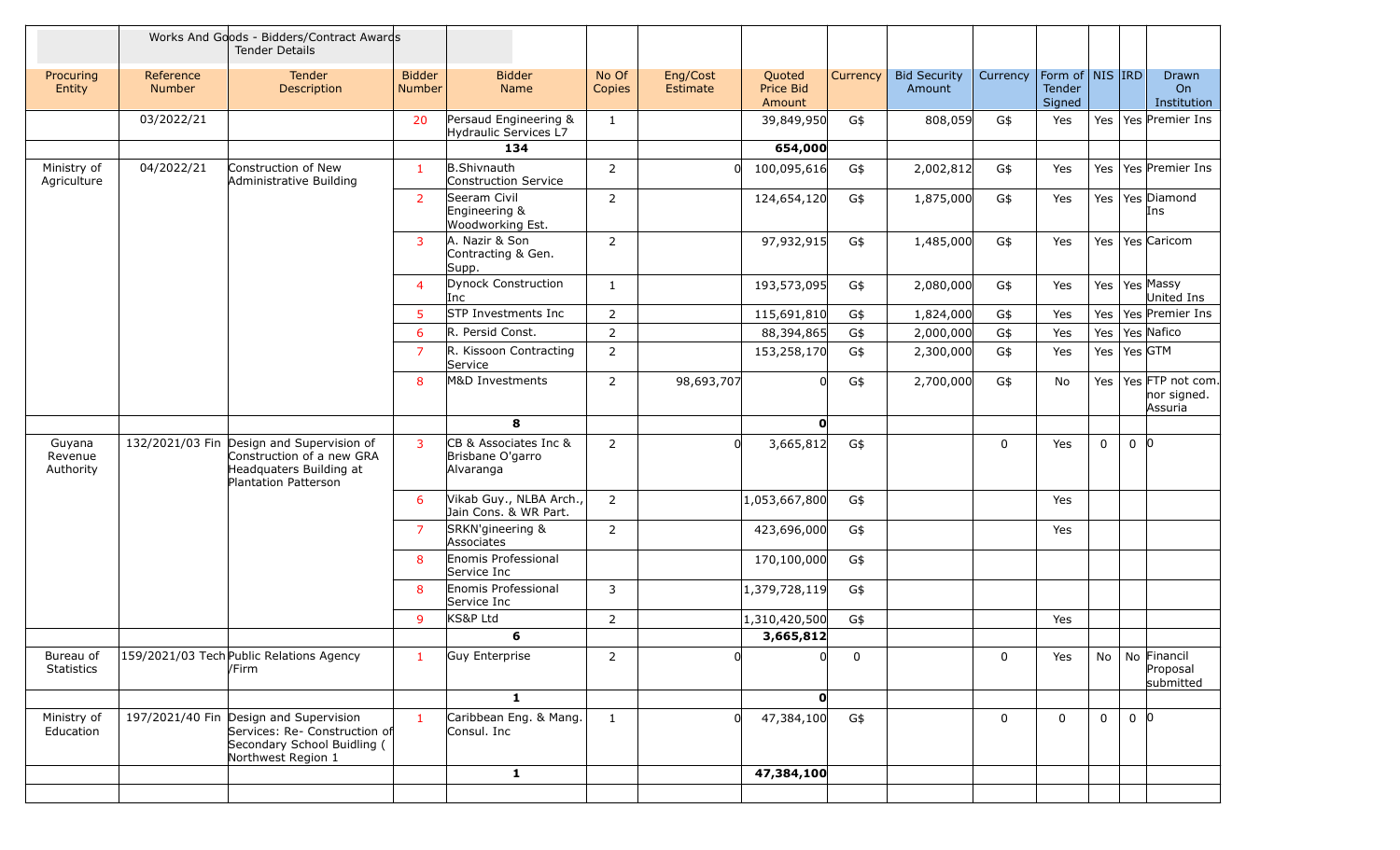| | | Works And Goods - Bidders/Contract Awards Tender Details | | | | | | | | | | | | |
|---|---|---|---|---|---|---|---|---|---|---|---|---|---|---|
| Procuring Entity | Reference Number | Tender Description | Bidder Number | Bidder Name | No Of Copies | Eng/Cost Estimate | Quoted Price Bid Amount | Currency | Bid Security Amount | Currency | Form of Tender Signed | NIS | IRD | Drawn On Institution |
| | 03/2022/21 | | 20 | Persaud Engineering & Hydraulic Services L7 | 1 | | 39,849,950 | G$ | 808,059 | G$ | Yes | Yes | Yes | Premier Ins |
| | | | | **134** | | | **654,000** | | | | | | | |
| Ministry of Agriculture | 04/2022/21 | Construction of New Administrative Building | 1 | B.Shivnauth Construction Service | 2 | 0 | 100,095,616 | G$ | 2,002,812 | G$ | Yes | Yes | Yes | Premier Ins |
| | | | 2 | Seeram Civil Engineering & Woodworking Est. | 2 | | 124,654,120 | G$ | 1,875,000 | G$ | Yes | Yes | Yes | Diamond Ins |
| | | | 3 | A. Nazir & Son Contracting & Gen. Supp. | 2 | | 97,932,915 | G$ | 1,485,000 | G$ | Yes | Yes | Yes | Caricom |
| | | | 4 | Dynock Construction Inc | 1 | | 193,573,095 | G$ | 2,080,000 | G$ | Yes | Yes | Yes | Massy United Ins |
| | | | 5 | STP Investments Inc | 2 | | 115,691,810 | G$ | 1,824,000 | G$ | Yes | Yes | Yes | Premier Ins |
| | | | 6 | R. Persid Const. | 2 | | 88,394,865 | G$ | 2,000,000 | G$ | Yes | Yes | Yes | Nafico |
| | | | 7 | R. Kissoon Contracting Service | 2 | | 153,258,170 | G$ | 2,300,000 | G$ | Yes | Yes | Yes | GTM |
| | | | 8 | M&D Investments | 2 | 98,693,707 | 0 | G$ | 2,700,000 | G$ | No | Yes | Yes | FTP not com. nor signed. Assuria |
| | | | | **8** | | | **0** | | | | | | | |
| Guyana Revenue Authority | 132/2021/03 Fin | Design and Supervision of Construction of a new GRA Headquaters Building at Plantation Patterson | 3 | CB & Associates Inc & Brisbane O'garro Alvaranga | 2 | 0 | 3,665,812 | G$ | | 0 | Yes | 0 | 0 | 0 |
| | | | 6 | Vikab Guy., NLBA Arch., Jain Cons. & WR Part. | 2 | | 1,053,667,800 | G$ | | | Yes | | | |
| | | | 7 | SRKN'gineering & Associates | 2 | | 423,696,000 | G$ | | | Yes | | | |
| | | | 8 | Enomis Professional Service Inc | | | 170,100,000 | G$ | | | | | | |
| | | | 8 | Enomis Professional Service Inc | 3 | | 1,379,728,119 | G$ | | | | | | |
| | | | 9 | KS&P Ltd | 2 | | 1,310,420,500 | G$ | | | Yes | | | |
| | | | | **6** | | | **3,665,812** | | | | | | | |
| Bureau of Statistics | 159/2021/03 Tech | Public Relations Agency /Firm | 1 | Guy Enterprise | 2 | 0 | 0 | 0 | | 0 | Yes | No | No | Financil Proposal submitted |
| | | | | **1** | | | **0** | | | | | | | |
| Ministry of Education | 197/2021/40 Fin | Design and Supervision Services: Re- Construction of Secondary School Buidling ( Northwest Region 1 | 1 | Caribbean Eng. & Mang. Consul. Inc | 1 | 0 | 47,384,100 | G$ | | 0 | 0 | 0 | 0 | 0 |
| | | | | **1** | | | **47,384,100** | | | | | | | |